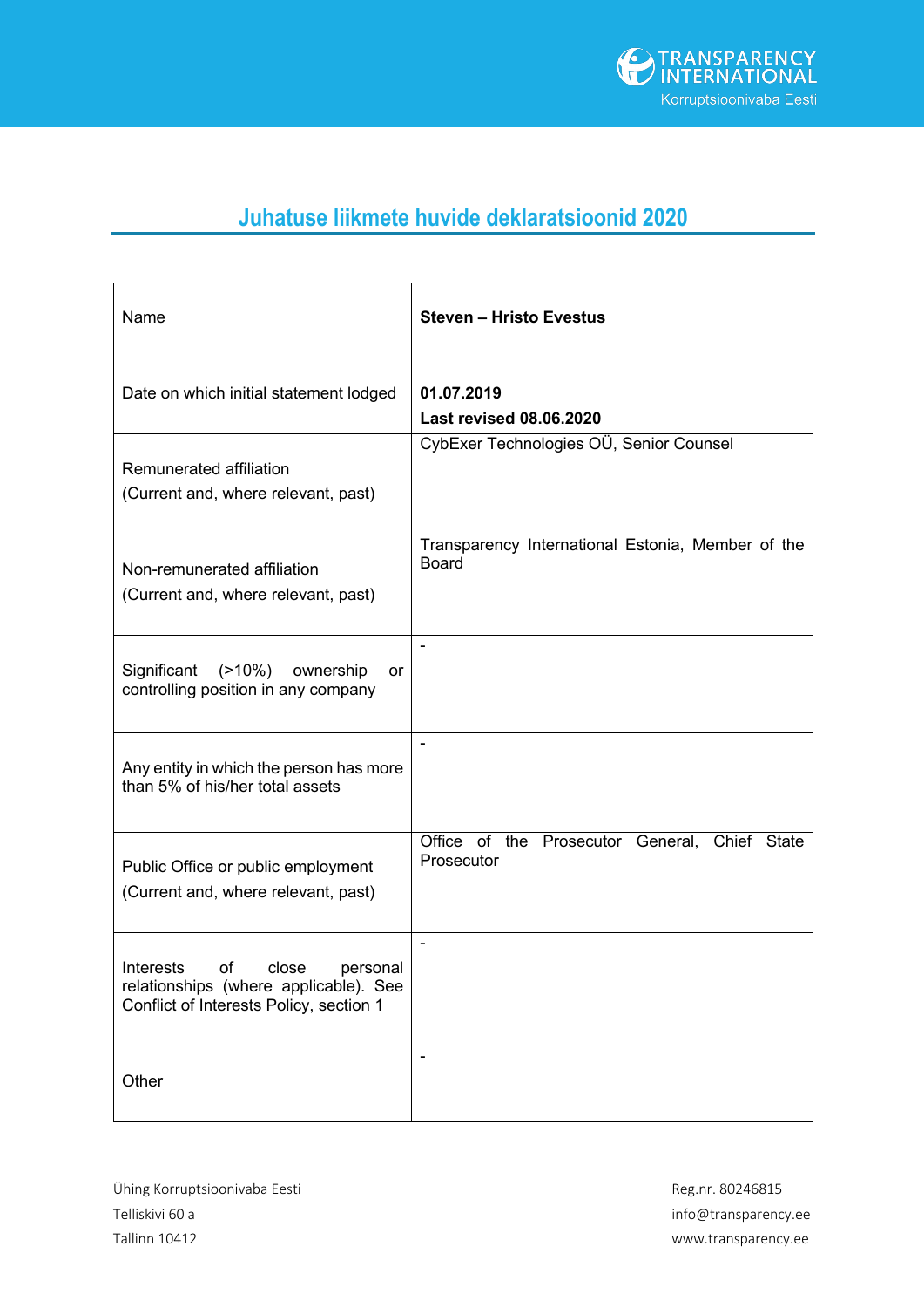# Juhatuse liikmete huvide deklaratsioonid 2020

| Name | **Steven – Hristo Evestus** |
|---|---|
| Date on which initial statement lodged | **01.07.2019**<br>**Last revised 08.06.2020** |
| Remunerated affiliation<br>(Current and, where relevant, past) | CybExer Technologies OÜ, Senior Counsel |
| Non-remunerated affiliation<br>(Current and, where relevant, past) | Transparency International Estonia, Member of the Board |
| Significant (>10%) ownership or controlling position in any company | - |
| Any entity in which the person has more than 5% of his/her total assets | - |
| Public Office or public employment<br>(Current and, where relevant, past) | Office of the Prosecutor General, Chief State Prosecutor |
| Interests of close personal relationships (where applicable). See Conflict of Interests Policy, section 1 | - |
| Other | - |

Ühing Korruptsioonivaba Eesti
Telliskivi 60 a
Tallinn 10412

Reg.nr. 80246815
info@transparency.ee
www.transparency.ee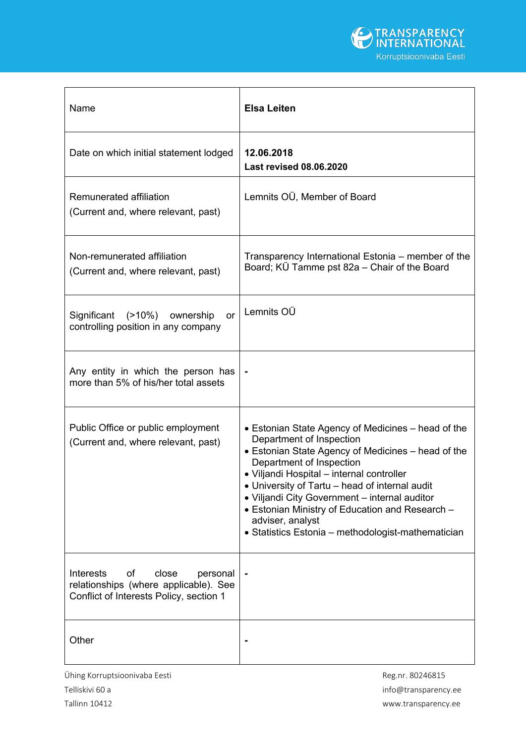| Name | **Elsa Leiten** |
|---|---|
| Date on which initial statement lodged | **12.06.2018**<br>**Last revised 08.06.2020** |
| Remunerated affiliation<br>(Current and, where relevant, past) | Lemnits OÜ, Member of Board |
| Non-remunerated affiliation<br>(Current and, where relevant, past) | Transparency International Estonia – member of the Board; KÜ Tamme pst 82a – Chair of the Board |
| Significant (>10%) ownership or controlling position in any company | Lemnits OÜ |
| Any entity in which the person has more than 5% of his/her total assets | **-** |
| Public Office or public employment<br>(Current and, where relevant, past) | • Estonian State Agency of Medicines – head of the Department of Inspection<br>• Estonian State Agency of Medicines – head of the Department of Inspection<br>• Viljandi Hospital – internal controller<br>• University of Tartu – head of internal audit<br>• Viljandi City Government – internal auditor<br>• Estonian Ministry of Education and Research – adviser, analyst<br>• Statistics Estonia – methodologist-mathematician |
| Interests of close personal relationships (where applicable). See Conflict of Interests Policy, section 1 | **-** |
| Other | **-** |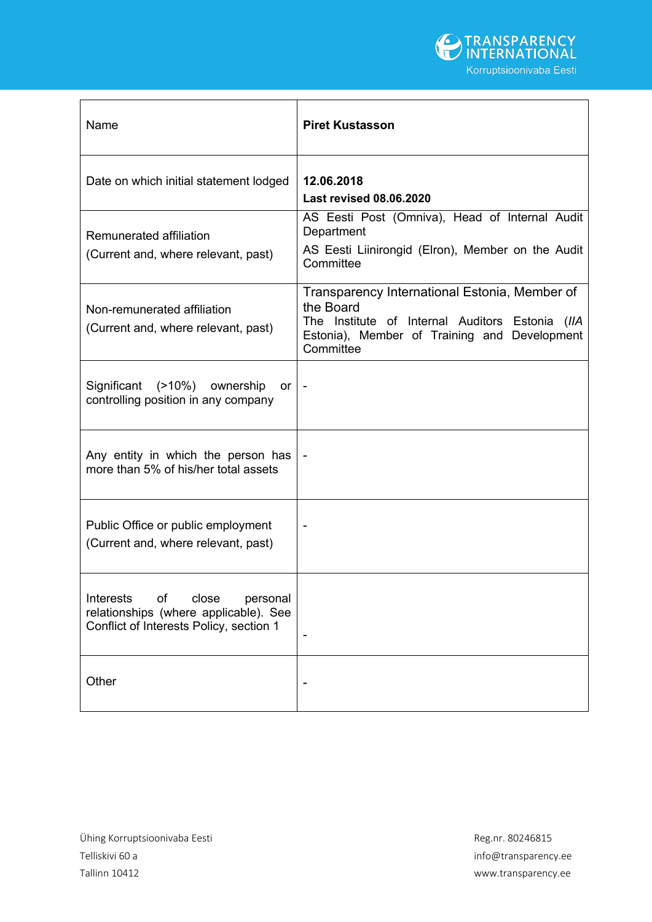| Name | **Piret Kustasson** |
|---|---|
| Date on which initial statement lodged | **12.06.2018**<br>**Last revised 08.06.2020** |
| Remunerated affiliation<br>(Current and, where relevant, past) | AS Eesti Post (Omniva), Head of Internal Audit Department<br>AS Eesti Liinirongid (Elron), Member on the Audit Committee |
| Non-remunerated affiliation<br>(Current and, where relevant, past) | Transparency International Estonia, Member of the Board<br>The Institute of Internal Auditors Estonia (*IIA Estonia*), Member of Training and Development Committee |
| Significant (>10%) ownership or controlling position in any company | - |
| Any entity in which the person has more than 5% of his/her total assets | - |
| Public Office or public employment<br>(Current and, where relevant, past) | - |
| Interests of close personal relationships (where applicable). See Conflict of Interests Policy, section 1 | - |
| Other | - |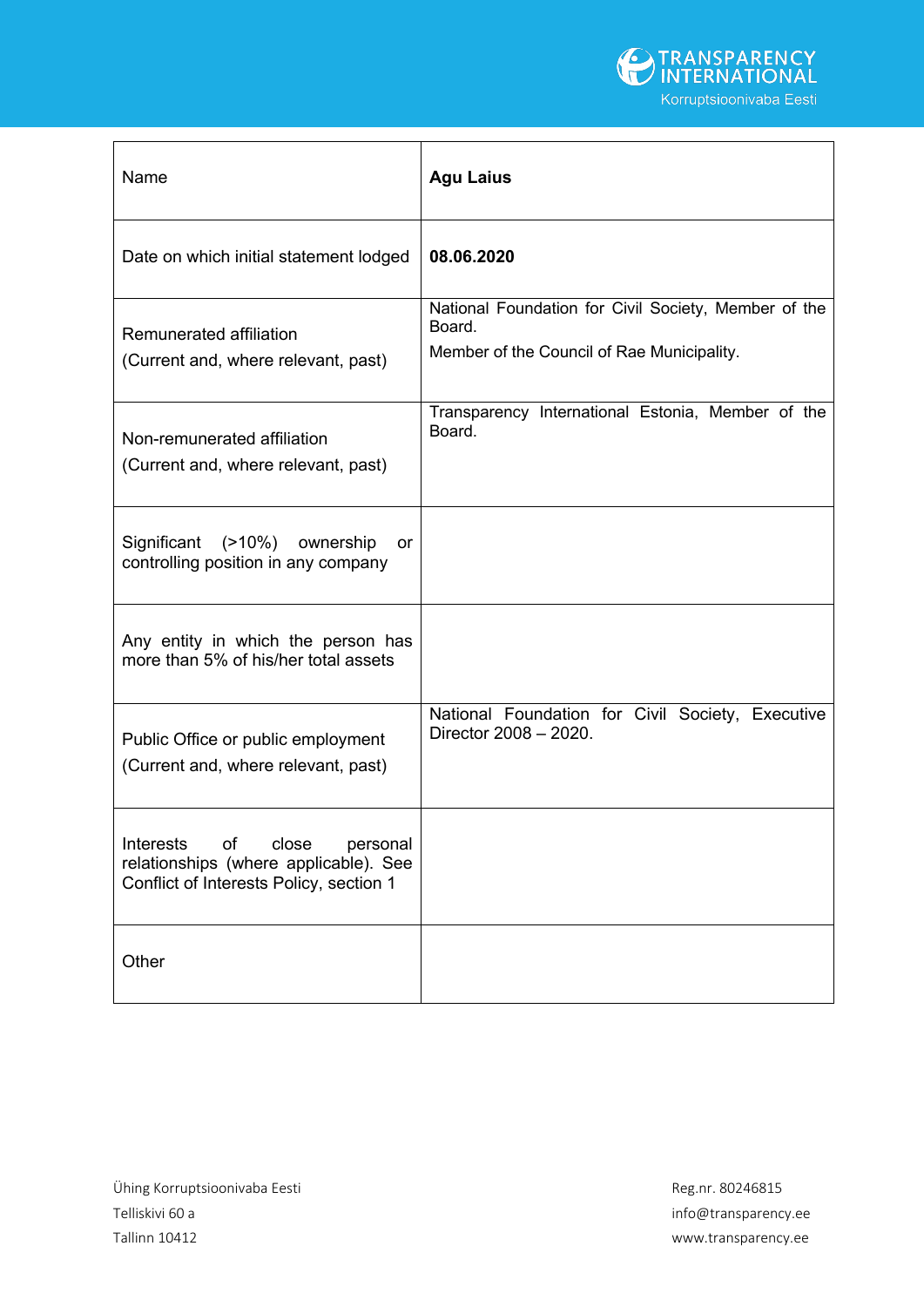| | |
|---|---|
| Name | **Agu Laius** |
| Date on which initial statement lodged | **08.06.2020** |
| Remunerated affiliation<br>(Current and, where relevant, past) | National Foundation for Civil Society, Member of the Board.<br>Member of the Council of Rae Municipality. |
| Non-remunerated affiliation<br>(Current and, where relevant, past) | Transparency International Estonia, Member of the Board. |
| Significant (>10%) ownership or controlling position in any company | |
| Any entity in which the person has more than 5% of his/her total assets | |
| Public Office or public employment<br>(Current and, where relevant, past) | National Foundation for Civil Society, Executive Director 2008 – 2020. |
| Interests of close personal relationships (where applicable). See Conflict of Interests Policy, section 1 | |
| Other | |